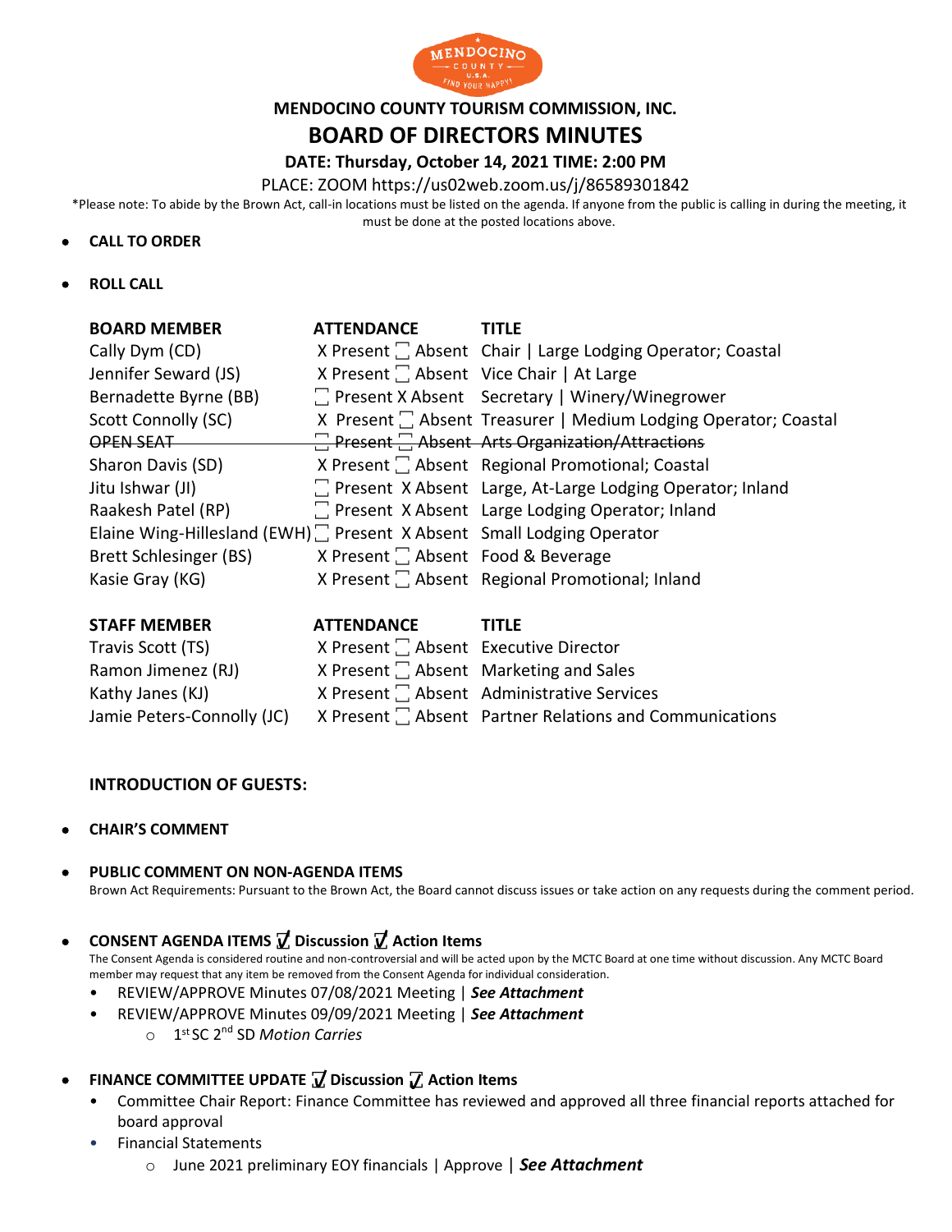# MENDOCINO COUNTY TOURISM COMMISSION, INC.

## BOARD OF DIRECTORS MINUTES

**DATE: Thursday, October 14, 2021 TIME: 2:00 PM**

PLACE: ZOOM https://us02web.zoom.us/j/86589301842

*Please note: To abide by the Brown Act, call-in locations must be listed on the agenda. If anyone from the public is calling in during the meeting, it must be done at the posted locations above.

- **CALL TO ORDER**

- **ROLL CALL**

| BOARD MEMBER | ATTENDANCE | TITLE |
|---|---|---|
| Cally Dym (CD) | X Present ☐ Absent | Chair \| Large Lodging Operator; Coastal |
| Jennifer Seward (JS) | X Present ☐ Absent | Vice Chair \| At Large |
| Bernadette Byrne (BB) | ☐ Present X Absent | Secretary \| Winery/Winegrower |
| Scott Connolly (SC) | X Present ☐ Absent | Treasurer \| Medium Lodging Operator; Coastal |
| ~~OPEN SEAT~~ | ~~☐ Present ☐ Absent~~ | ~~Arts Organization/Attractions~~ |
| Sharon Davis (SD) | X Present ☐ Absent | Regional Promotional; Coastal |
| Jitu Ishwar (JI) | ☐ Present X Absent | Large, At-Large Lodging Operator; Inland |
| Raakesh Patel (RP) | ☐ Present X Absent | Large Lodging Operator; Inland |
| Elaine Wing-Hillesland (EWH) | ☐ Present X Absent | Small Lodging Operator |
| Brett Schlesinger (BS) | X Present ☐ Absent | Food & Beverage |
| Kasie Gray (KG) | X Present ☐ Absent | Regional Promotional; Inland |

| STAFF MEMBER | ATTENDANCE | TITLE |
|---|---|---|
| Travis Scott (TS) | X Present ☐ Absent | Executive Director |
| Ramon Jimenez (RJ) | X Present ☐ Absent | Marketing and Sales |
| Kathy Janes (KJ) | X Present ☐ Absent | Administrative Services |
| Jamie Peters-Connolly (JC) | X Present ☐ Absent | Partner Relations and Communications |

**INTRODUCTION OF GUESTS:**

- **CHAIR'S COMMENT**

- **PUBLIC COMMENT ON NON-AGENDA ITEMS**
  Brown Act Requirements: Pursuant to the Brown Act, the Board cannot discuss issues or take action on any requests during the comment period.

- **CONSENT AGENDA ITEMS ☑ Discussion ☑ Action Items**
  The Consent Agenda is considered routine and non-controversial and will be acted upon by the MCTC Board at one time without discussion. Any MCTC Board member may request that any item be removed from the Consent Agenda for individual consideration.
  - REVIEW/APPROVE Minutes 07/08/2021 Meeting | ***See Attachment***
  - REVIEW/APPROVE Minutes 09/09/2021 Meeting | ***See Attachment***
    - 1st SC 2nd SD *Motion Carries*

- **FINANCE COMMITTEE UPDATE ☑ Discussion ☑ Action Items**
  - Committee Chair Report: Finance Committee has reviewed and approved all three financial reports attached for board approval
  - Financial Statements
    - June 2021 preliminary EOY financials | Approve | ***See Attachment***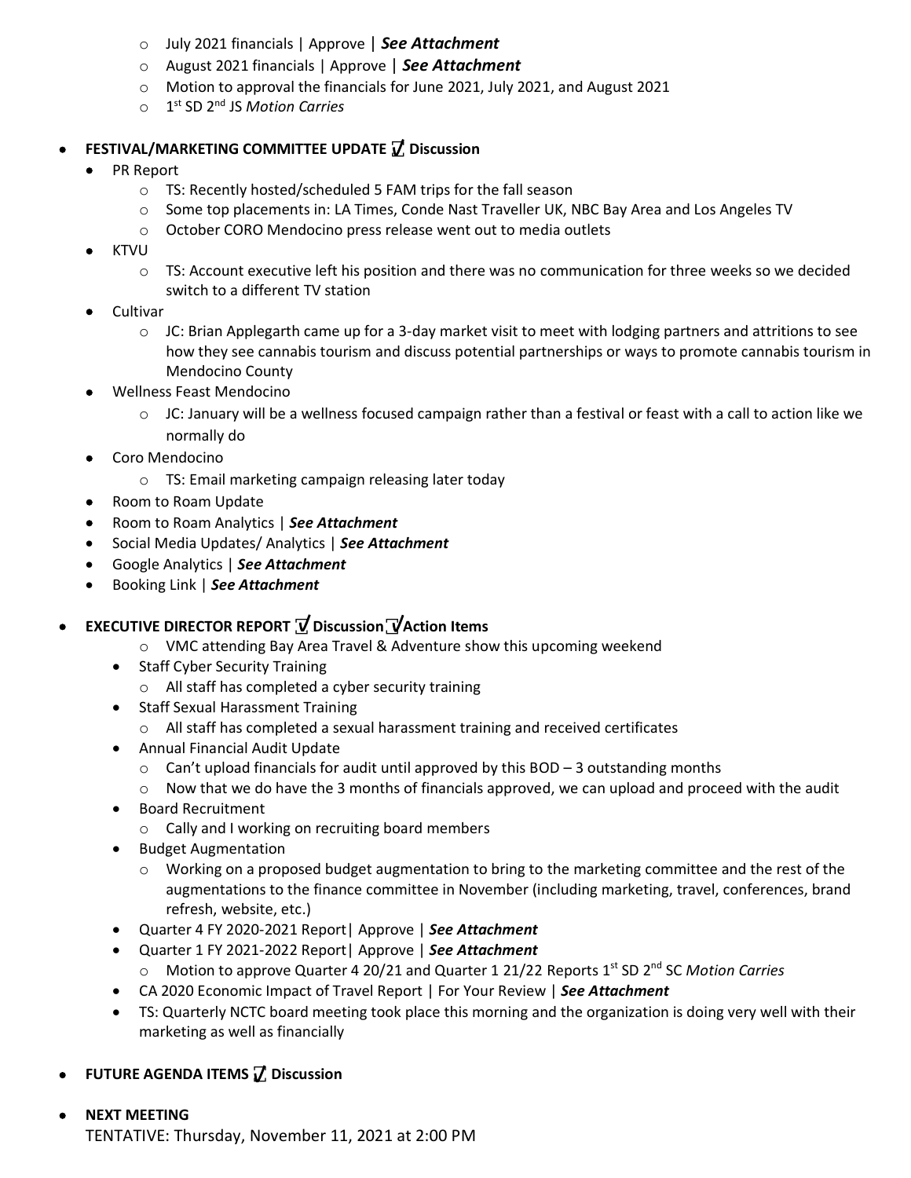- July 2021 financials | Approve | ***See Attachment***
  - August 2021 financials | Approve | ***See Attachment***
  - Motion to approval the financials for June 2021, July 2021, and August 2021
  - 1st SD 2nd JS *Motion Carries*

- **FESTIVAL/MARKETING COMMITTEE UPDATE ☑ Discussion**
  - PR Report
    - TS: Recently hosted/scheduled 5 FAM trips for the fall season
    - Some top placements in: LA Times, Conde Nast Traveller UK, NBC Bay Area and Los Angeles TV
    - October CORO Mendocino press release went out to media outlets
  - KTVU
    - TS: Account executive left his position and there was no communication for three weeks so we decided switch to a different TV station
  - Cultivar
    - JC: Brian Applegarth came up for a 3-day market visit to meet with lodging partners and attritions to see how they see cannabis tourism and discuss potential partnerships or ways to promote cannabis tourism in Mendocino County
  - Wellness Feast Mendocino
    - JC: January will be a wellness focused campaign rather than a festival or feast with a call to action like we normally do
  - Coro Mendocino
    - TS: Email marketing campaign releasing later today
  - Room to Roam Update
  - Room to Roam Analytics | ***See Attachment***
  - Social Media Updates/ Analytics | ***See Attachment***
  - Google Analytics | ***See Attachment***
  - Booking Link | ***See Attachment***

- **EXECUTIVE DIRECTOR REPORT ☑ Discussion ☑ Action Items**
  - VMC attending Bay Area Travel & Adventure show this upcoming weekend
  - Staff Cyber Security Training
    - All staff has completed a cyber security training
  - Staff Sexual Harassment Training
    - All staff has completed a sexual harassment training and received certificates
  - Annual Financial Audit Update
    - Can't upload financials for audit until approved by this BOD – 3 outstanding months
    - Now that we do have the 3 months of financials approved, we can upload and proceed with the audit
  - Board Recruitment
    - Cally and I working on recruiting board members
  - Budget Augmentation
    - Working on a proposed budget augmentation to bring to the marketing committee and the rest of the augmentations to the finance committee in November (including marketing, travel, conferences, brand refresh, website, etc.)
  - Quarter 4 FY 2020-2021 Report| Approve | ***See Attachment***
  - Quarter 1 FY 2021-2022 Report| Approve | ***See Attachment***
    - Motion to approve Quarter 4 20/21 and Quarter 1 21/22 Reports 1st SD 2nd SC *Motion Carries*
  - CA 2020 Economic Impact of Travel Report | For Your Review | ***See Attachment***
  - TS: Quarterly NCTC board meeting took place this morning and the organization is doing very well with their marketing as well as financially

- **FUTURE AGENDA ITEMS ☑ Discussion**

- **NEXT MEETING**
  TENTATIVE: Thursday, November 11, 2021 at 2:00 PM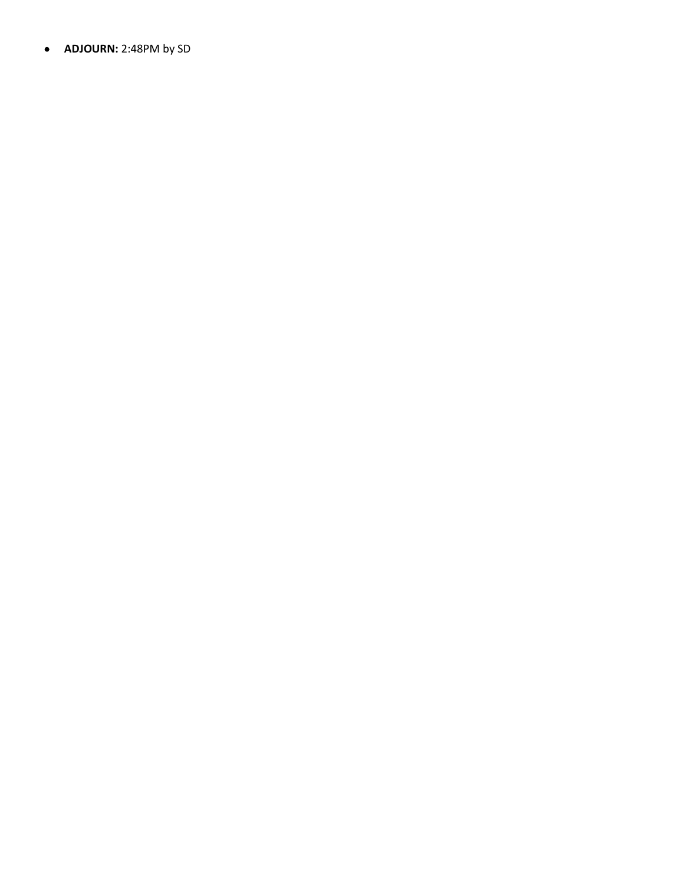- **ADJOURN:** 2:48PM by SD